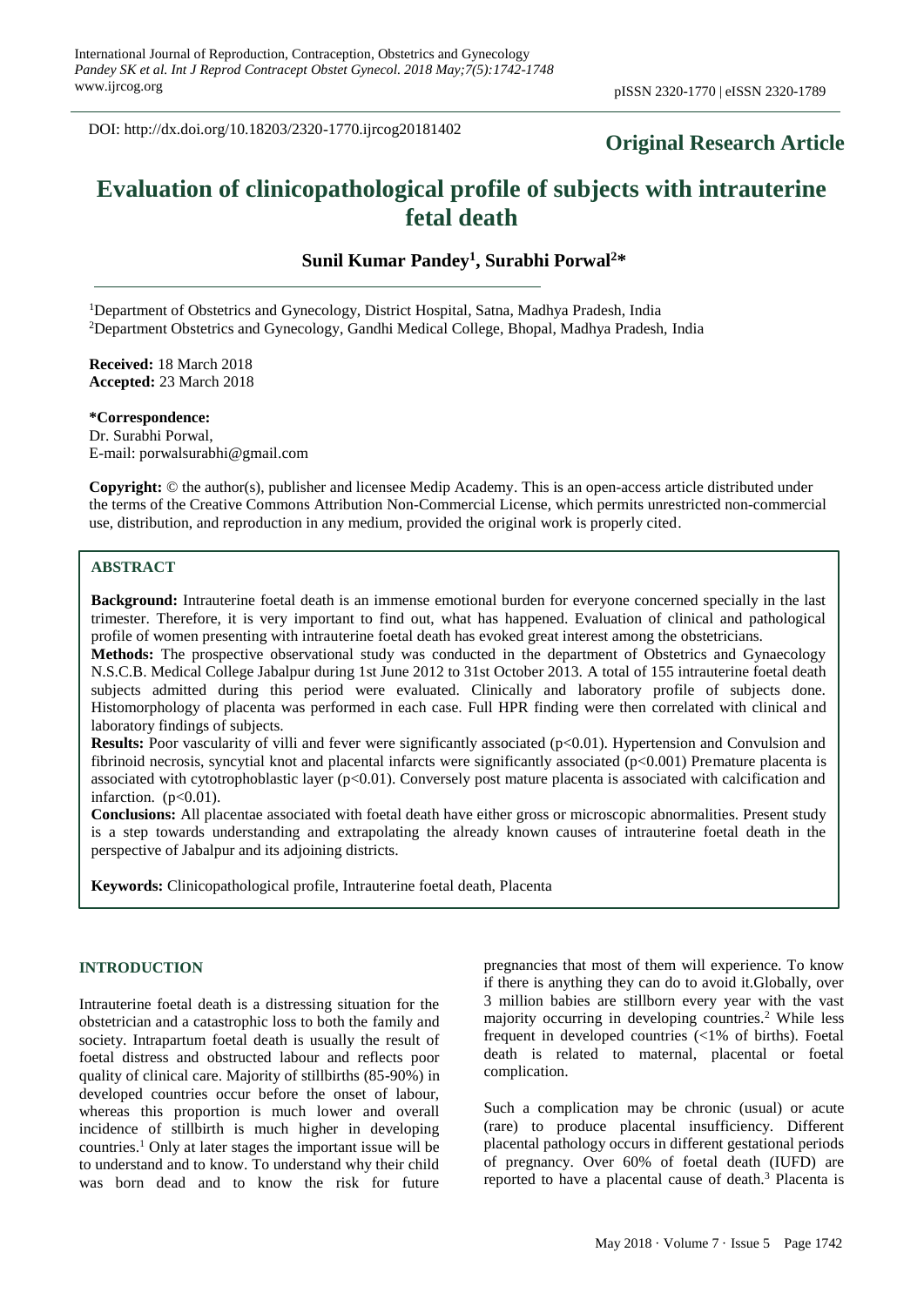DOI: http://dx.doi.org/10.18203/2320-1770.ijrcog20181402

**Original Research Article**

# Evaluation of clinicopathological profile of subjects with intrauterine fetal death

**Sunil Kumar Pandey[1], Surabhi Porwal[2]***

[1]Department of Obstetrics and Gynecology, District Hospital, Satna, Madhya Pradesh, India
[2]Department Obstetrics and Gynecology, Gandhi Medical College, Bhopal, Madhya Pradesh, India

**Received:** 18 March 2018
**Accepted:** 23 March 2018

***Correspondence:**
Dr. Surabhi Porwal,
E-mail: porwalsurabhi@gmail.com

**Copyright:** © the author(s), publisher and licensee Medip Academy. This is an open-access article distributed under the terms of the Creative Commons Attribution Non-Commercial License, which permits unrestricted non-commercial use, distribution, and reproduction in any medium, provided the original work is properly cited.

## ABSTRACT

**Background:** Intrauterine foetal death is an immense emotional burden for everyone concerned specially in the last trimester. Therefore, it is very important to find out, what has happened. Evaluation of clinical and pathological profile of women presenting with intrauterine foetal death has evoked great interest among the obstetricians.

**Methods:** The prospective observational study was conducted in the department of Obstetrics and Gynaecology N.S.C.B. Medical College Jabalpur during 1st June 2012 to 31st October 2013. A total of 155 intrauterine foetal death subjects admitted during this period were evaluated. Clinically and laboratory profile of subjects done. Histomorphology of placenta was performed in each case. Full HPR finding were then correlated with clinical and laboratory findings of subjects.

**Results:** Poor vascularity of villi and fever were significantly associated ($p<0.01$). Hypertension and Convulsion and fibrinoid necrosis, syncytial knot and placental infarcts were significantly associated ($p<0.001$) Premature placenta is associated with cytotrophoblastic layer ($p<0.01$). Conversely post mature placenta is associated with calcification and infarction. ($p<0.01$).

**Conclusions:** All placentae associated with foetal death have either gross or microscopic abnormalities. Present study is a step towards understanding and extrapolating the already known causes of intrauterine foetal death in the perspective of Jabalpur and its adjoining districts.

**Keywords:** Clinicopathological profile, Intrauterine foetal death, Placenta

## INTRODUCTION

Intrauterine foetal death is a distressing situation for the obstetrician and a catastrophic loss to both the family and society. Intrapartum foetal death is usually the result of foetal distress and obstructed labour and reflects poor quality of clinical care. Majority of stillbirths (85-90%) in developed countries occur before the onset of labour, whereas this proportion is much lower and overall incidence of stillbirth is much higher in developing countries.[1] Only at later stages the important issue will be to understand and to know. To understand why their child was born dead and to know the risk for future pregnancies that most of them will experience. To know if there is anything they can do to avoid it.Globally, over 3 million babies are stillborn every year with the vast majority occurring in developing countries.[2] While less frequent in developed countries (<1% of births). Foetal death is related to maternal, placental or foetal complication.

Such a complication may be chronic (usual) or acute (rare) to produce placental insufficiency. Different placental pathology occurs in different gestational periods of pregnancy. Over 60% of foetal death (IUFD) are reported to have a placental cause of death.[3] Placenta is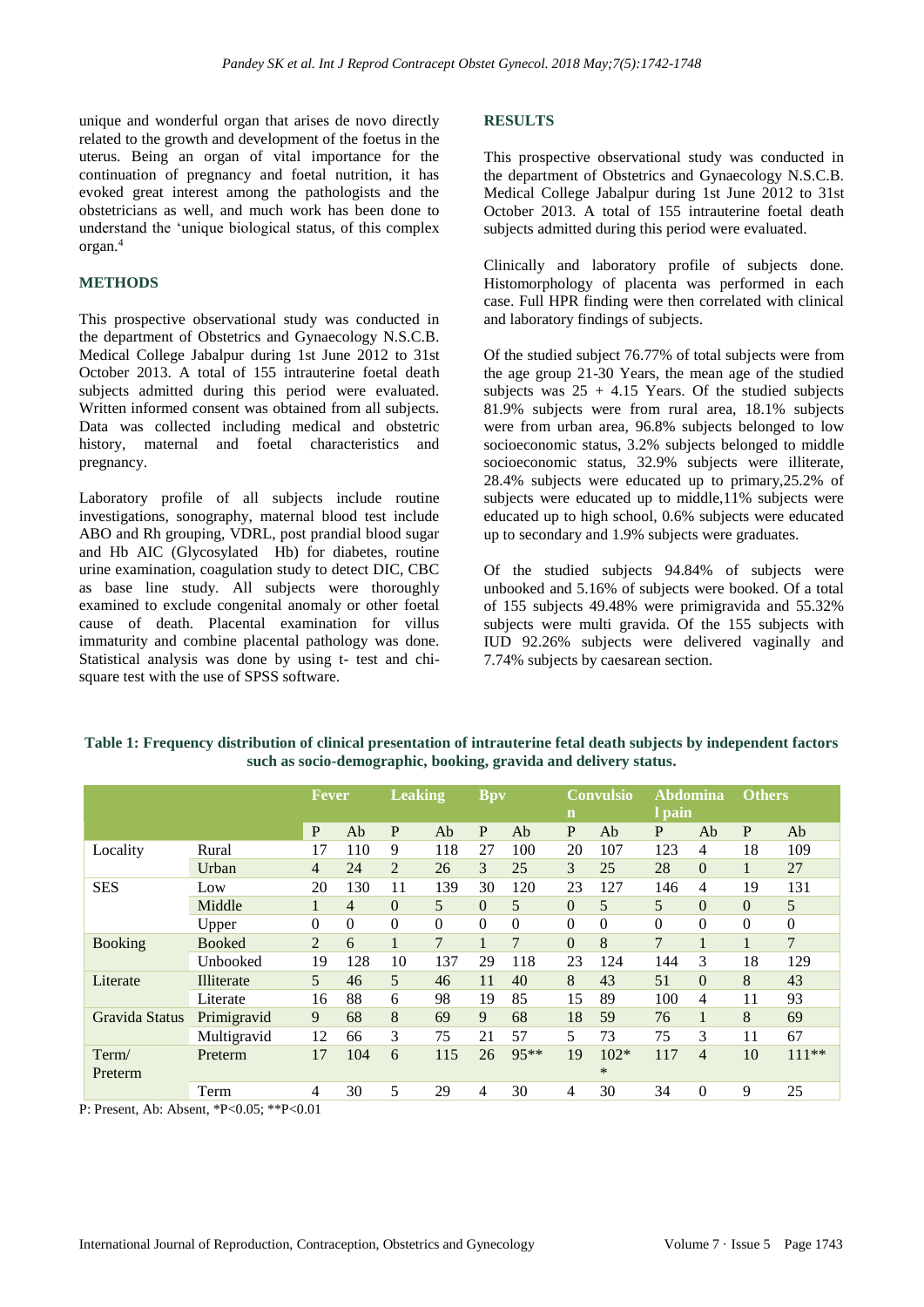unique and wonderful organ that arises de novo directly related to the growth and development of the foetus in the uterus. Being an organ of vital importance for the continuation of pregnancy and foetal nutrition, it has evoked great interest among the pathologists and the obstetricians as well, and much work has been done to understand the 'unique biological status, of this complex organ.[4]

## METHODS

This prospective observational study was conducted in the department of Obstetrics and Gynaecology N.S.C.B. Medical College Jabalpur during 1st June 2012 to 31st October 2013. A total of 155 intrauterine foetal death subjects admitted during this period were evaluated. Written informed consent was obtained from all subjects. Data was collected including medical and obstetric history, maternal and foetal characteristics and pregnancy.

Laboratory profile of all subjects include routine investigations, sonography, maternal blood test include ABO and Rh grouping, VDRL, post prandial blood sugar and Hb AIC (Glycosylated Hb) for diabetes, routine urine examination, coagulation study to detect DIC, CBC as base line study. All subjects were thoroughly examined to exclude congenital anomaly or other foetal cause of death. Placental examination for villus immaturity and combine placental pathology was done. Statistical analysis was done by using t- test and chi-square test with the use of SPSS software.

## RESULTS

This prospective observational study was conducted in the department of Obstetrics and Gynaecology N.S.C.B. Medical College Jabalpur during 1st June 2012 to 31st October 2013. A total of 155 intrauterine foetal death subjects admitted during this period were evaluated.

Clinically and laboratory profile of subjects done. Histomorphology of placenta was performed in each case. Full HPR finding were then correlated with clinical and laboratory findings of subjects.

Of the studied subject 76.77% of total subjects were from the age group 21-30 Years, the mean age of the studied subjects was 25 + 4.15 Years. Of the studied subjects 81.9% subjects were from rural area, 18.1% subjects were from urban area, 96.8% subjects belonged to low socioeconomic status, 3.2% subjects belonged to middle socioeconomic status, 32.9% subjects were illiterate, 28.4% subjects were educated up to primary,25.2% of subjects were educated up to middle,11% subjects were educated up to high school, 0.6% subjects were educated up to secondary and 1.9% subjects were graduates.

Of the studied subjects 94.84% of subjects were unbooked and 5.16% of subjects were booked. Of a total of 155 subjects 49.48% were primigravida and 55.32% subjects were multi gravida. Of the 155 subjects with IUD 92.26% subjects were delivered vaginally and 7.74% subjects by caesarean section.

**Table 1: Frequency distribution of clinical presentation of intrauterine fetal death subjects by independent factors such as socio-demographic, booking, gravida and delivery status.**

| | | Fever | | Leaking | | Bpv | | Convulsion | | Abdominal pain | | Others | |
|---|---|---|---|---|---|---|---|---|---|---|---|---|---|
| | | P | Ab | P | Ab | P | Ab | P | Ab | P | Ab | P | Ab |
| Locality | Rural | 17 | 110 | 9 | 118 | 27 | 100 | 20 | 107 | 123 | 4 | 18 | 109 |
| | Urban | 4 | 24 | 2 | 26 | 3 | 25 | 3 | 25 | 28 | 0 | 1 | 27 |
| SES | Low | 20 | 130 | 11 | 139 | 30 | 120 | 23 | 127 | 146 | 4 | 19 | 131 |
| | Middle | 1 | 4 | 0 | 5 | 0 | 5 | 0 | 5 | 5 | 0 | 0 | 5 |
| | Upper | 0 | 0 | 0 | 0 | 0 | 0 | 0 | 0 | 0 | 0 | 0 | 0 |
| Booking | Booked | 2 | 6 | 1 | 7 | 1 | 7 | 0 | 8 | 7 | 1 | 1 | 7 |
| | Unbooked | 19 | 128 | 10 | 137 | 29 | 118 | 23 | 124 | 144 | 3 | 18 | 129 |
| Literate | Illiterate | 5 | 46 | 5 | 46 | 11 | 40 | 8 | 43 | 51 | 0 | 8 | 43 |
| | Literate | 16 | 88 | 6 | 98 | 19 | 85 | 15 | 89 | 100 | 4 | 11 | 93 |
| Gravida Status | Primigravid | 9 | 68 | 8 | 69 | 9 | 68 | 18 | 59 | 76 | 1 | 8 | 69 |
| | Multigravid | 12 | 66 | 3 | 75 | 21 | 57 | 5 | 73 | 75 | 3 | 11 | 67 |
| Term/ Preterm | Preterm | 17 | 104 | 6 | 115 | 26 | 95** | 19 | 102** | 117 | 4 | 10 | 111** |
| | Term | 4 | 30 | 5 | 29 | 4 | 30 | 4 | 30 | 34 | 0 | 9 | 25 |

P: Present, Ab: Absent, *P<0.05; **P<0.01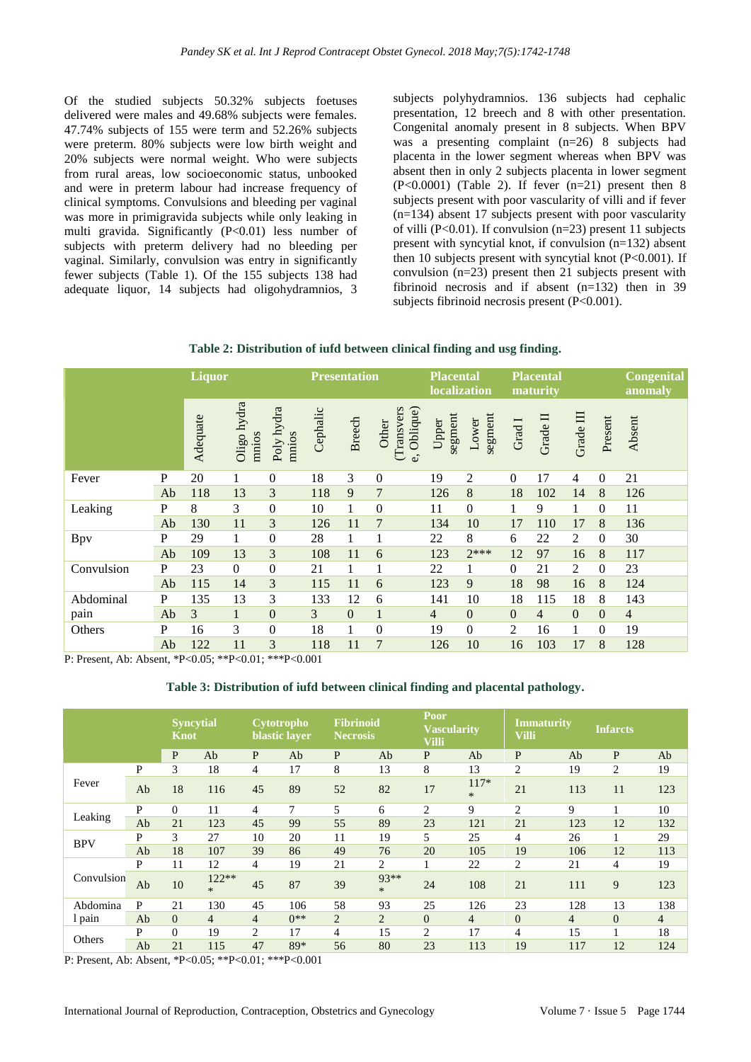Of the studied subjects 50.32% subjects foetuses delivered were males and 49.68% subjects were females. 47.74% subjects of 155 were term and 52.26% subjects were preterm. 80% subjects were low birth weight and 20% subjects were normal weight. Who were subjects from rural areas, low socioeconomic status, unbooked and were in preterm labour had increase frequency of clinical symptoms. Convulsions and bleeding per vaginal was more in primigravida subjects while only leaking in multi gravida. Significantly (P<0.01) less number of subjects with preterm delivery had no bleeding per vaginal. Similarly, convulsion was entry in significantly fewer subjects (Table 1). Of the 155 subjects 138 had adequate liquor, 14 subjects had oligohydramnios, 3 subjects polyhydramnios. 136 subjects had cephalic presentation, 12 breech and 8 with other presentation. Congenital anomaly present in 8 subjects. When BPV was a presenting complaint (n=26) 8 subjects had placenta in the lower segment whereas when BPV was absent then in only 2 subjects placenta in lower segment (P<0.0001) (Table 2). If fever (n=21) present then 8 subjects present with poor vascularity of villi and if fever (n=134) absent 17 subjects present with poor vascularity of villi (P<0.01). If convulsion (n=23) present 11 subjects present with syncytial knot, if convulsion (n=132) absent then 10 subjects present with syncytial knot (P<0.001). If convulsion (n=23) present then 21 subjects present with fibrinoid necrosis and if absent (n=132) then in 39 subjects fibrinoid necrosis present (P<0.001).

**Table 2: Distribution of iufd between clinical finding and usg finding.**

| | | Liquor | | | Presentation | | | Placental localization | | Placental maturity | | | Congenital anomaly | |
|---|---|---|---|---|---|---|---|---|---|---|---|---|---|---|
| | | Adequate | Oligo hydramnios | Poly hydramnios | Cephalic | Breech | Other (Transverse, Oblique) | Upper segment | Lower segment | Grad I | Grade II | Grade III | Present | Absent |
| Fever | P | 20 | 1 | 0 | 18 | 3 | 0 | 19 | 2 | 0 | 17 | 4 | 0 | 21 |
| | Ab | 118 | 13 | 3 | 118 | 9 | 7 | 126 | 8 | 18 | 102 | 14 | 8 | 126 |
| Leaking | P | 8 | 3 | 0 | 10 | 1 | 0 | 11 | 0 | 1 | 9 | 1 | 0 | 11 |
| | Ab | 130 | 11 | 3 | 126 | 11 | 7 | 134 | 10 | 17 | 110 | 17 | 8 | 136 |
| Bpv | P | 29 | 1 | 0 | 28 | 1 | 1 | 22 | 8 | 6 | 22 | 2 | 0 | 30 |
| | Ab | 109 | 13 | 3 | 108 | 11 | 6 | 123 | 2*** | 12 | 97 | 16 | 8 | 117 |
| Convulsion | P | 23 | 0 | 0 | 21 | 1 | 1 | 22 | 1 | 0 | 21 | 2 | 0 | 23 |
| | Ab | 115 | 14 | 3 | 115 | 11 | 6 | 123 | 9 | 18 | 98 | 16 | 8 | 124 |
| Abdominal pain | P | 135 | 13 | 3 | 133 | 12 | 6 | 141 | 10 | 18 | 115 | 18 | 8 | 143 |
| | Ab | 3 | 1 | 0 | 3 | 0 | 1 | 4 | 0 | 0 | 4 | 0 | 0 | 4 |
| Others | P | 16 | 3 | 0 | 18 | 1 | 0 | 19 | 0 | 2 | 16 | 1 | 0 | 19 |
| | Ab | 122 | 11 | 3 | 118 | 11 | 7 | 126 | 10 | 16 | 103 | 17 | 8 | 128 |

P: Present, Ab: Absent, *P<0.05; **P<0.01; ***P<0.001

**Table 3: Distribution of iufd between clinical finding and placental pathology.**

| | | Syncytial Knot | | Cytotrophoblastic layer | | Fibrinoid Necrosis | | Poor Vascularity Villi | | Immaturity Villi | | Infarcts | |
|---|---|---|---|---|---|---|---|---|---|---|---|---|---|
| | | P | Ab | P | Ab | P | Ab | P | Ab | P | Ab | P | Ab |
| Fever | P | 3 | 18 | 4 | 17 | 8 | 13 | 8 | 13 | 2 | 19 | 2 | 19 |
| | Ab | 18 | 116 | 45 | 89 | 52 | 82 | 17 | 117** | 21 | 113 | 11 | 123 |
| Leaking | P | 0 | 11 | 4 | 7 | 5 | 6 | 2 | 9 | 2 | 9 | 1 | 10 |
| | Ab | 21 | 123 | 45 | 99 | 55 | 89 | 23 | 121 | 21 | 123 | 12 | 132 |
| BPV | P | 3 | 27 | 10 | 20 | 11 | 19 | 5 | 25 | 4 | 26 | 1 | 29 |
| | Ab | 18 | 107 | 39 | 86 | 49 | 76 | 20 | 105 | 19 | 106 | 12 | 113 |
| Convulsion | P | 11 | 12 | 4 | 19 | 21 | 2 | 1 | 22 | 2 | 21 | 4 | 19 |
| | Ab | 10 | 122*** | 45 | 87 | 39 | 93*** | 24 | 108 | 21 | 111 | 9 | 123 |
| Abdominal pain | P | 21 | 130 | 45 | 106 | 58 | 93 | 25 | 126 | 23 | 128 | 13 | 138 |
| | Ab | 0 | 4 | 4 | 0** | 2 | 2 | 0 | 4 | 0 | 4 | 0 | 4 |
| Others | P | 0 | 19 | 2 | 17 | 4 | 15 | 2 | 17 | 4 | 15 | 1 | 18 |
| | Ab | 21 | 115 | 47 | 89* | 56 | 80 | 23 | 113 | 19 | 117 | 12 | 124 |

P: Present, Ab: Absent, *P<0.05; **P<0.01; ***P<0.001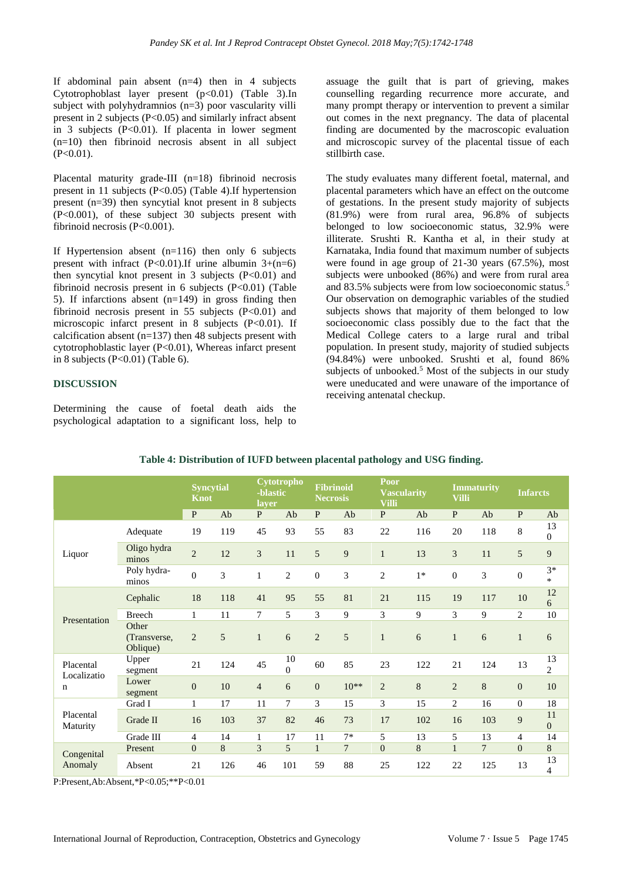If abdominal pain absent (n=4) then in 4 subjects Cytotrophoblast layer present (p<0.01) (Table 3).In subject with polyhydramnios (n=3) poor vascularity villi present in 2 subjects (P<0.05) and similarly infract absent in 3 subjects (P<0.01). If placenta in lower segment (n=10) then fibrinoid necrosis absent in all subject (P<0.01).

Placental maturity grade-III (n=18) fibrinoid necrosis present in 11 subjects (P<0.05) (Table 4).If hypertension present (n=39) then syncytial knot present in 8 subjects (P<0.001), of these subject 30 subjects present with fibrinoid necrosis (P<0.001).

If Hypertension absent (n=116) then only 6 subjects present with infract (P<0.01).If urine albumin 3+(n=6) then syncytial knot present in 3 subjects (P<0.01) and fibrinoid necrosis present in 6 subjects (P<0.01) (Table 5). If infarctions absent (n=149) in gross finding then fibrinoid necrosis present in 55 subjects (P<0.01) and microscopic infarct present in 8 subjects (P<0.01). If calcification absent (n=137) then 48 subjects present with cytotrophoblastic layer (P<0.01), Whereas infarct present in 8 subjects (P<0.01) (Table 6).

## DISCUSSION

Determining the cause of foetal death aids the psychological adaptation to a significant loss, help to assuage the guilt that is part of grieving, makes counselling regarding recurrence more accurate, and many prompt therapy or intervention to prevent a similar out comes in the next pregnancy. The data of placental finding are documented by the macroscopic evaluation and microscopic survey of the placental tissue of each stillbirth case.

The study evaluates many different foetal, maternal, and placental parameters which have an effect on the outcome of gestations. In the present study majority of subjects (81.9%) were from rural area, 96.8% of subjects belonged to low socioeconomic status, 32.9% were illiterate. Srushti R. Kantha et al, in their study at Karnataka, India found that maximum number of subjects were found in age group of 21-30 years (67.5%), most subjects were unbooked (86%) and were from rural area and 83.5% subjects were from low socioeconomic status.[5] Our observation on demographic variables of the studied subjects shows that majority of them belonged to low socioeconomic class possibly due to the fact that the Medical College caters to a large rural and tribal population. In present study, majority of studied subjects (94.84%) were unbooked. Srushti et al, found 86% subjects of unbooked.[5] Most of the subjects in our study were uneducated and were unaware of the importance of receiving antenatal checkup.

**Table 4: Distribution of IUFD between placental pathology and USG finding.**

| | | Syncytial Knot | | Cytotropho-blastic layer | | Fibrinoid Necrosis | | Poor Vascularity Villi | | Immaturity Villi | | Infarcts | |
|---|---|---|---|---|---|---|---|---|---|---|---|---|---|
| | | P | Ab | P | Ab | P | Ab | P | Ab | P | Ab | P | Ab |
| Liquor | Adequate | 19 | 119 | 45 | 93 | 55 | 83 | 22 | 116 | 20 | 118 | 8 | 130 |
| | Oligo hydra minos | 2 | 12 | 3 | 11 | 5 | 9 | 1 | 13 | 3 | 11 | 5 | 9 |
| | Poly hydra-minos | 0 | 3 | 1 | 2 | 0 | 3 | 2 | 1* | 0 | 3 | 0 | 3** |
| Presentation | Cephalic | 18 | 118 | 41 | 95 | 55 | 81 | 21 | 115 | 19 | 117 | 10 | 126 |
| | Breech | 1 | 11 | 7 | 5 | 3 | 9 | 3 | 9 | 3 | 9 | 2 | 10 |
| | Other (Transverse, Oblique) | 2 | 5 | 1 | 6 | 2 | 5 | 1 | 6 | 1 | 6 | 1 | 6 |
| Placental Localization | Upper segment | 21 | 124 | 45 | 100 | 60 | 85 | 23 | 122 | 21 | 124 | 13 | 132 |
| | Lower segment | 0 | 10 | 4 | 6 | 0 | 10** | 2 | 8 | 2 | 8 | 0 | 10 |
| Placental Maturity | Grad I | 1 | 17 | 11 | 7 | 3 | 15 | 3 | 15 | 2 | 16 | 0 | 18 |
| | Grade II | 16 | 103 | 37 | 82 | 46 | 73 | 17 | 102 | 16 | 103 | 9 | 110 |
| | Grade III | 4 | 14 | 1 | 17 | 11 | 7* | 5 | 13 | 5 | 13 | 4 | 14 |
| Congenital Anomaly | Present | 0 | 8 | 3 | 5 | 1 | 7 | 0 | 8 | 1 | 7 | 0 | 8 |
| | Absent | 21 | 126 | 46 | 101 | 59 | 88 | 25 | 122 | 22 | 125 | 13 | 134 |

P:Present,Ab:Absent,*P<0.05;**P<0.01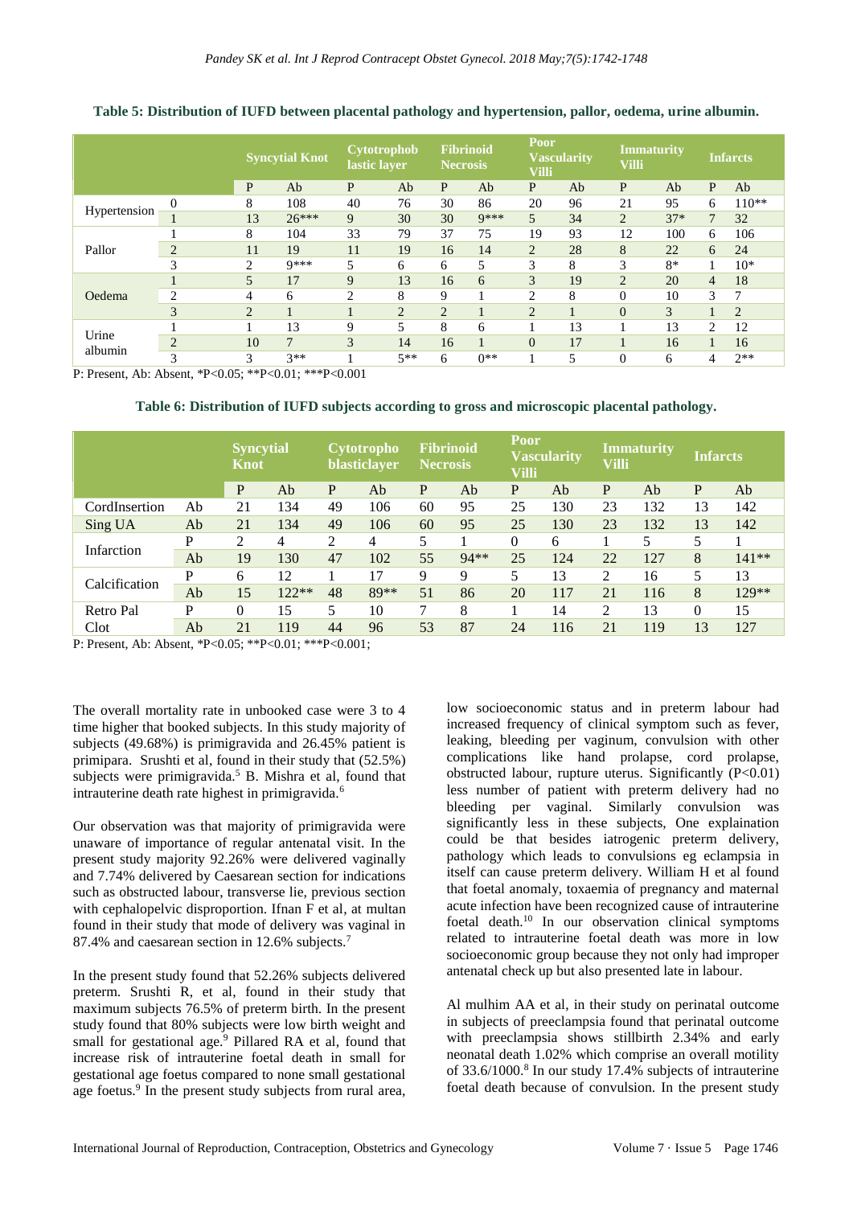**Table 5: Distribution of IUFD between placental pathology and hypertension, pallor, oedema, urine albumin.**

| | | Syncytial Knot | | Cytotrophoblastic layer | | Fibrinoid Necrosis | | Poor Vascularity Villi | | Immaturity Villi | | Infarcts | |
|---|---|---|---|---|---|---|---|---|---|---|---|---|---|
| | | P | Ab | P | Ab | P | Ab | P | Ab | P | Ab | P | Ab |
| Hypertension | 0 | 8 | 108 | 40 | 76 | 30 | 86 | 20 | 96 | 21 | 95 | 6 | 110** |
| | 1 | 13 | 26*** | 9 | 30 | 30 | 9*** | 5 | 34 | 2 | 37* | 7 | 32 |
| Pallor | 1 | 8 | 104 | 33 | 79 | 37 | 75 | 19 | 93 | 12 | 100 | 6 | 106 |
| | 2 | 11 | 19 | 11 | 19 | 16 | 14 | 2 | 28 | 8 | 22 | 6 | 24 |
| | 3 | 2 | 9*** | 5 | 6 | 6 | 5 | 3 | 8 | 3 | 8* | 1 | 10* |
| Oedema | 1 | 5 | 17 | 9 | 13 | 16 | 6 | 3 | 19 | 2 | 20 | 4 | 18 |
| | 2 | 4 | 6 | 2 | 8 | 9 | 1 | 2 | 8 | 0 | 10 | 3 | 7 |
| | 3 | 2 | 1 | 1 | 2 | 2 | 1 | 2 | 1 | 0 | 3 | 1 | 2 |
| Urine albumin | 1 | 1 | 13 | 9 | 5 | 8 | 6 | 1 | 13 | 1 | 13 | 2 | 12 |
| | 2 | 10 | 7 | 3 | 14 | 16 | 1 | 0 | 17 | 1 | 16 | 1 | 16 |
| | 3 | 3 | 3** | 1 | 5** | 6 | 0** | 1 | 5 | 0 | 6 | 4 | 2** |

P: Present, Ab: Absent, *P<0.05; **P<0.01; ***P<0.001

**Table 6: Distribution of IUFD subjects according to gross and microscopic placental pathology.**

| | | Syncytial Knot | | Cytotrophoblasticlayer | | Fibrinoid Necrosis | | Poor Vascularity Villi | | Immaturity Villi | | Infarcts | |
|---|---|---|---|---|---|---|---|---|---|---|---|---|---|
| | | P | Ab | P | Ab | P | Ab | P | Ab | P | Ab | P | Ab |
| CordInsertion | Ab | 21 | 134 | 49 | 106 | 60 | 95 | 25 | 130 | 23 | 132 | 13 | 142 |
| Sing UA | Ab | 21 | 134 | 49 | 106 | 60 | 95 | 25 | 130 | 23 | 132 | 13 | 142 |
| Infarction | P | 2 | 4 | 2 | 4 | 5 | 1 | 0 | 6 | 1 | 5 | 5 | 1 |
| | Ab | 19 | 130 | 47 | 102 | 55 | 94** | 25 | 124 | 22 | 127 | 8 | 141** |
| Calcification | P | 6 | 12 | 1 | 17 | 9 | 9 | 5 | 13 | 2 | 16 | 5 | 13 |
| | Ab | 15 | 122** | 48 | 89** | 51 | 86 | 20 | 117 | 21 | 116 | 8 | 129** |
| Retro Pal Clot | P | 0 | 15 | 5 | 10 | 7 | 8 | 1 | 14 | 2 | 13 | 0 | 15 |
| | Ab | 21 | 119 | 44 | 96 | 53 | 87 | 24 | 116 | 21 | 119 | 13 | 127 |

P: Present, Ab: Absent, *P<0.05; **P<0.01; ***P<0.001;

The overall mortality rate in unbooked case were 3 to 4 time higher that booked subjects. In this study majority of subjects (49.68%) is primigravida and 26.45% patient is primipara. Srushti et al, found in their study that (52.5%) subjects were primigravida.[5] B. Mishra et al, found that intrauterine death rate highest in primigravida.[6]

Our observation was that majority of primigravida were unaware of importance of regular antenatal visit. In the present study majority 92.26% were delivered vaginally and 7.74% delivered by Caesarean section for indications such as obstructed labour, transverse lie, previous section with cephalopelvic disproportion. Ifnan F et al, at multan found in their study that mode of delivery was vaginal in 87.4% and caesarean section in 12.6% subjects.[7]

In the present study found that 52.26% subjects delivered preterm. Srushti R, et al, found in their study that maximum subjects 76.5% of preterm birth. In the present study found that 80% subjects were low birth weight and small for gestational age.[9] Pillared RA et al, found that increase risk of intrauterine foetal death in small for gestational age foetus compared to none small gestational age foetus.[9] In the present study subjects from rural area, low socioeconomic status and in preterm labour had increased frequency of clinical symptom such as fever, leaking, bleeding per vaginum, convulsion with other complications like hand prolapse, cord prolapse, obstructed labour, rupture uterus. Significantly (P<0.01) less number of patient with preterm delivery had no bleeding per vaginal. Similarly convulsion was significantly less in these subjects, One explaination could be that besides iatrogenic preterm delivery, pathology which leads to convulsions eg eclampsia in itself can cause preterm delivery. William H et al found that foetal anomaly, toxaemia of pregnancy and maternal acute infection have been recognized cause of intrauterine foetal death.[10] In our observation clinical symptoms related to intrauterine foetal death was more in low socioeconomic group because they not only had improper antenatal check up but also presented late in labour.

Al mulhim AA et al, in their study on perinatal outcome in subjects of preeclampsia found that perinatal outcome with preeclampsia shows stillbirth 2.34% and early neonatal death 1.02% which comprise an overall motility of 33.6/1000.[8] In our study 17.4% subjects of intrauterine foetal death because of convulsion. In the present study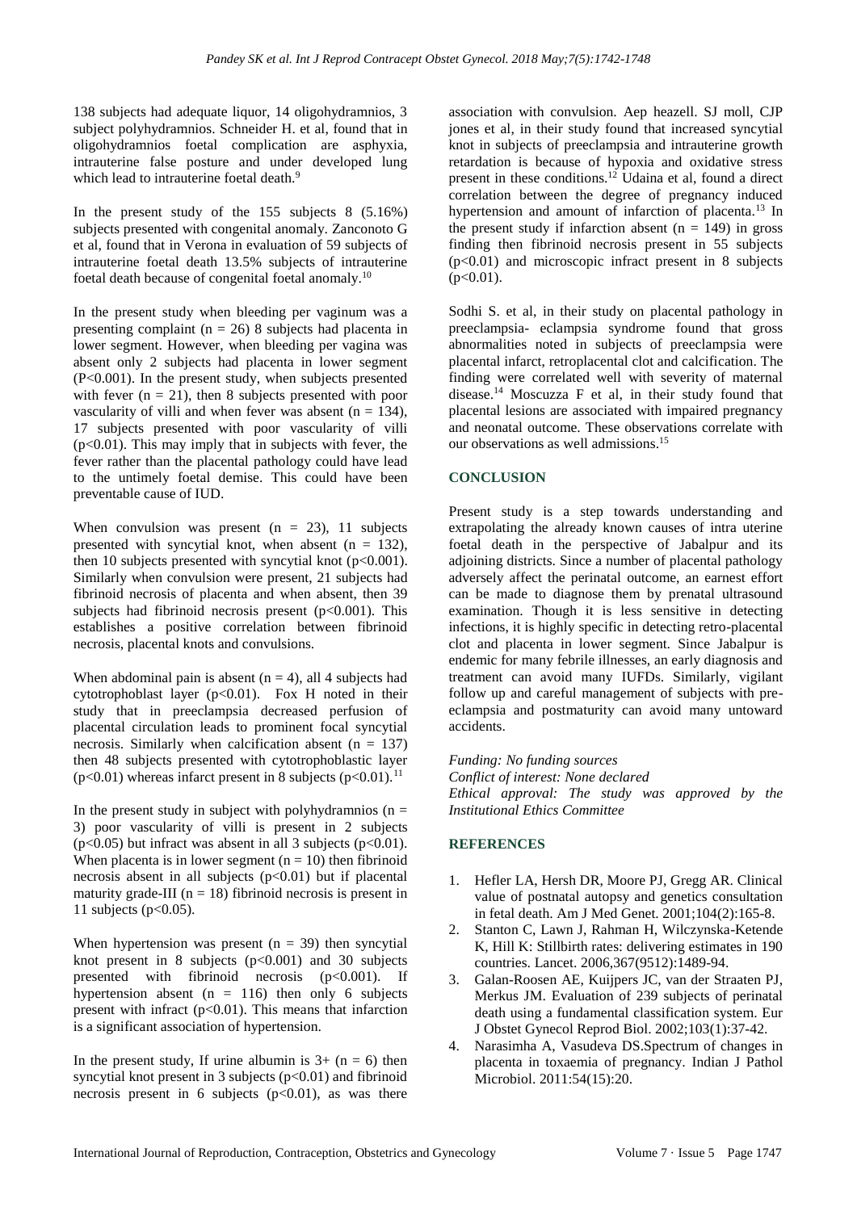138 subjects had adequate liquor, 14 oligohydramnios, 3 subject polyhydramnios. Schneider H. et al, found that in oligohydramnios foetal complication are asphyxia, intrauterine false posture and under developed lung which lead to intrauterine foetal death.[9]

In the present study of the 155 subjects 8 (5.16%) subjects presented with congenital anomaly. Zanconoto G et al, found that in Verona in evaluation of 59 subjects of intrauterine foetal death 13.5% subjects of intrauterine foetal death because of congenital foetal anomaly.[10]

In the present study when bleeding per vaginum was a presenting complaint (n = 26) 8 subjects had placenta in lower segment. However, when bleeding per vagina was absent only 2 subjects had placenta in lower segment (P<0.001). In the present study, when subjects presented with fever (n = 21), then 8 subjects presented with poor vascularity of villi and when fever was absent (n = 134), 17 subjects presented with poor vascularity of villi (p<0.01). This may imply that in subjects with fever, the fever rather than the placental pathology could have lead to the untimely foetal demise. This could have been preventable cause of IUD.

When convulsion was present (n = 23), 11 subjects presented with syncytial knot, when absent (n = 132), then 10 subjects presented with syncytial knot (p<0.001). Similarly when convulsion were present, 21 subjects had fibrinoid necrosis of placenta and when absent, then 39 subjects had fibrinoid necrosis present (p<0.001). This establishes a positive correlation between fibrinoid necrosis, placental knots and convulsions.

When abdominal pain is absent (n = 4), all 4 subjects had cytotrophoblast layer (p<0.01). Fox H noted in their study that in preeclampsia decreased perfusion of placental circulation leads to prominent focal syncytial necrosis. Similarly when calcification absent (n = 137) then 48 subjects presented with cytotrophoblastic layer (p<0.01) whereas infarct present in 8 subjects (p<0.01).[11]

In the present study in subject with polyhydramnios (n = 3) poor vascularity of villi is present in 2 subjects (p<0.05) but infract was absent in all 3 subjects (p<0.01). When placenta is in lower segment (n = 10) then fibrinoid necrosis absent in all subjects (p<0.01) but if placental maturity grade-III (n = 18) fibrinoid necrosis is present in 11 subjects (p<0.05).

When hypertension was present (n = 39) then syncytial knot present in 8 subjects (p<0.001) and 30 subjects presented with fibrinoid necrosis (p<0.001). If hypertension absent (n = 116) then only 6 subjects present with infract (p<0.01). This means that infarction is a significant association of hypertension.

In the present study, If urine albumin is 3+ (n = 6) then syncytial knot present in 3 subjects (p<0.01) and fibrinoid necrosis present in 6 subjects (p<0.01), as was there association with convulsion. Aep heazell. SJ moll, CJP jones et al, in their study found that increased syncytial knot in subjects of preeclampsia and intrauterine growth retardation is because of hypoxia and oxidative stress present in these conditions.[12] Udaina et al, found a direct correlation between the degree of pregnancy induced hypertension and amount of infarction of placenta.[13] In the present study if infarction absent (n = 149) in gross finding then fibrinoid necrosis present in 55 subjects (p<0.01) and microscopic infract present in 8 subjects (p<0.01).

Sodhi S. et al, in their study on placental pathology in preeclampsia- eclampsia syndrome found that gross abnormalities noted in subjects of preeclampsia were placental infarct, retroplacental clot and calcification. The finding were correlated well with severity of maternal disease.[14] Moscuzza F et al, in their study found that placental lesions are associated with impaired pregnancy and neonatal outcome. These observations correlate with our observations as well admissions.[15]

## CONCLUSION

Present study is a step towards understanding and extrapolating the already known causes of intra uterine foetal death in the perspective of Jabalpur and its adjoining districts. Since a number of placental pathology adversely affect the perinatal outcome, an earnest effort can be made to diagnose them by prenatal ultrasound examination. Though it is less sensitive in detecting infections, it is highly specific in detecting retro-placental clot and placenta in lower segment. Since Jabalpur is endemic for many febrile illnesses, an early diagnosis and treatment can avoid many IUFDs. Similarly, vigilant follow up and careful management of subjects with pre-eclampsia and postmaturity can avoid many untoward accidents.

*Funding: No funding sources*
*Conflict of interest: None declared*
*Ethical approval: The study was approved by the Institutional Ethics Committee*

## REFERENCES

1. Hefler LA, Hersh DR, Moore PJ, Gregg AR. Clinical value of postnatal autopsy and genetics consultation in fetal death. Am J Med Genet. 2001;104(2):165-8.
2. Stanton C, Lawn J, Rahman H, Wilczynska-Ketende K, Hill K: Stillbirth rates: delivering estimates in 190 countries. Lancet. 2006,367(9512):1489-94.
3. Galan-Roosen AE, Kuijpers JC, van der Straaten PJ, Merkus JM. Evaluation of 239 subjects of perinatal death using a fundamental classification system. Eur J Obstet Gynecol Reprod Biol. 2002;103(1):37-42.
4. Narasimha A, Vasudeva DS.Spectrum of changes in placenta in toxaemia of pregnancy. Indian J Pathol Microbiol. 2011:54(15):20.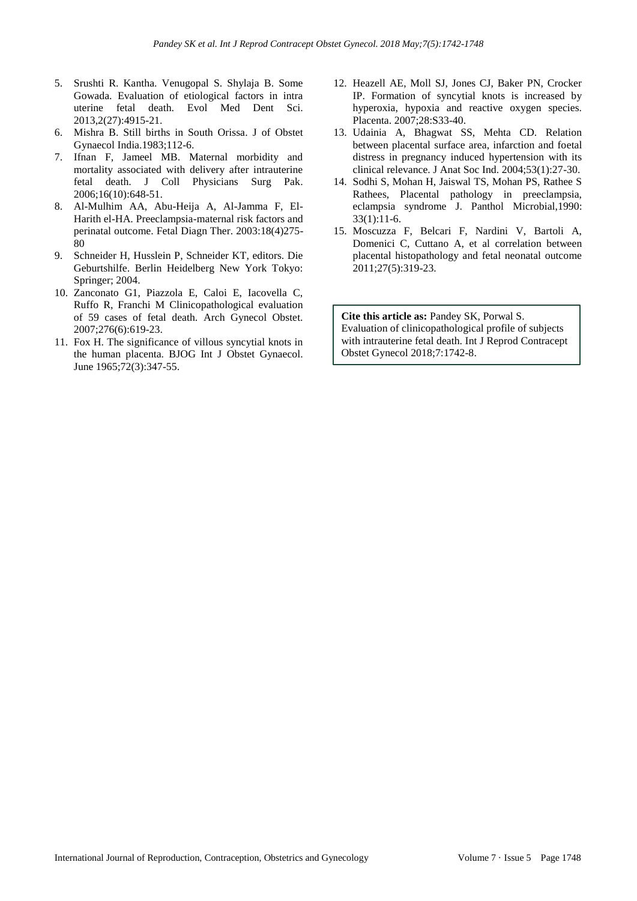5. Srushti R. Kantha. Venugopal S. Shylaja B. Some Gowada. Evaluation of etiological factors in intra uterine fetal death. Evol Med Dent Sci. 2013,2(27):4915-21.
6. Mishra B. Still births in South Orissa. J of Obstet Gynaecol India.1983;112-6.
7. Ifnan F, Jameel MB. Maternal morbidity and mortality associated with delivery after intrauterine fetal death. J Coll Physicians Surg Pak. 2006;16(10):648-51.
8. Al-Mulhim AA, Abu-Heija A, Al-Jamma F, El-Harith el-HA. Preeclampsia-maternal risk factors and perinatal outcome. Fetal Diagn Ther. 2003:18(4)275-80
9. Schneider H, Husslein P, Schneider KT, editors. Die Geburtshilfe. Berlin Heidelberg New York Tokyo: Springer; 2004.
10. Zanconato G1, Piazzola E, Caloi E, Iacovella C, Ruffo R, Franchi M Clinicopathological evaluation of 59 cases of fetal death. Arch Gynecol Obstet. 2007;276(6):619-23.
11. Fox H. The significance of villous syncytial knots in the human placenta. BJOG Int J Obstet Gynaecol. June 1965;72(3):347-55.
12. Heazell AE, Moll SJ, Jones CJ, Baker PN, Crocker IP. Formation of syncytial knots is increased by hyperoxia, hypoxia and reactive oxygen species. Placenta. 2007;28:S33-40.
13. Udainia A, Bhagwat SS, Mehta CD. Relation between placental surface area, infarction and foetal distress in pregnancy induced hypertension with its clinical relevance. J Anat Soc Ind. 2004;53(1):27-30.
14. Sodhi S, Mohan H, Jaiswal TS, Mohan PS, Rathee S Rathees, Placental pathology in preeclampsia, eclampsia syndrome J. Panthol Microbial,1990: 33(1):11-6.
15. Moscuzza F, Belcari F, Nardini V, Bartoli A, Domenici C, Cuttano A, et al correlation between placental histopathology and fetal neonatal outcome 2011;27(5):319-23.

**Cite this article as:** Pandey SK, Porwal S. Evaluation of clinicopathological profile of subjects with intrauterine fetal death. Int J Reprod Contracept Obstet Gynecol 2018;7:1742-8.